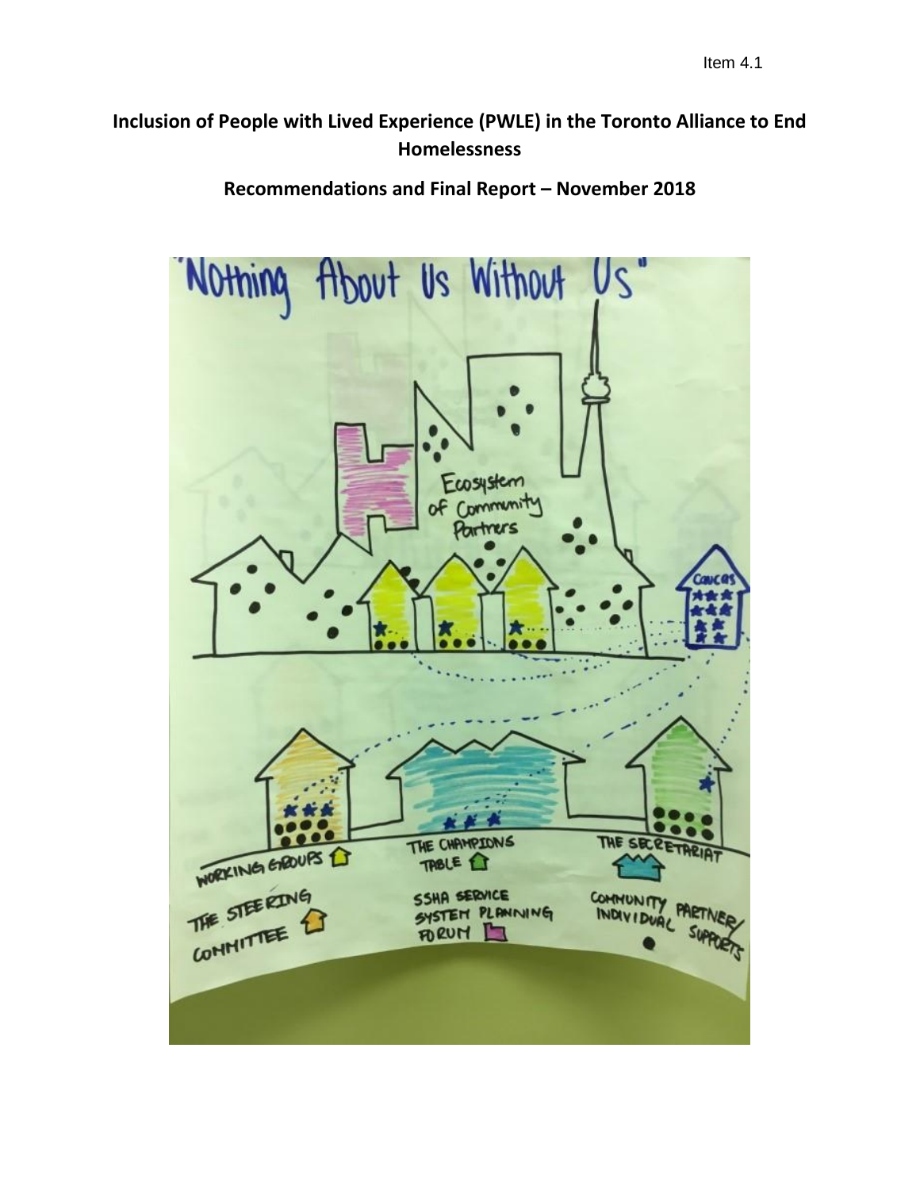Item 4.1

# Inclusion of People with Lived Experience (PWLE) in the Toronto Alliance to End Homelessness

## Recommendations and Final Report – November 2018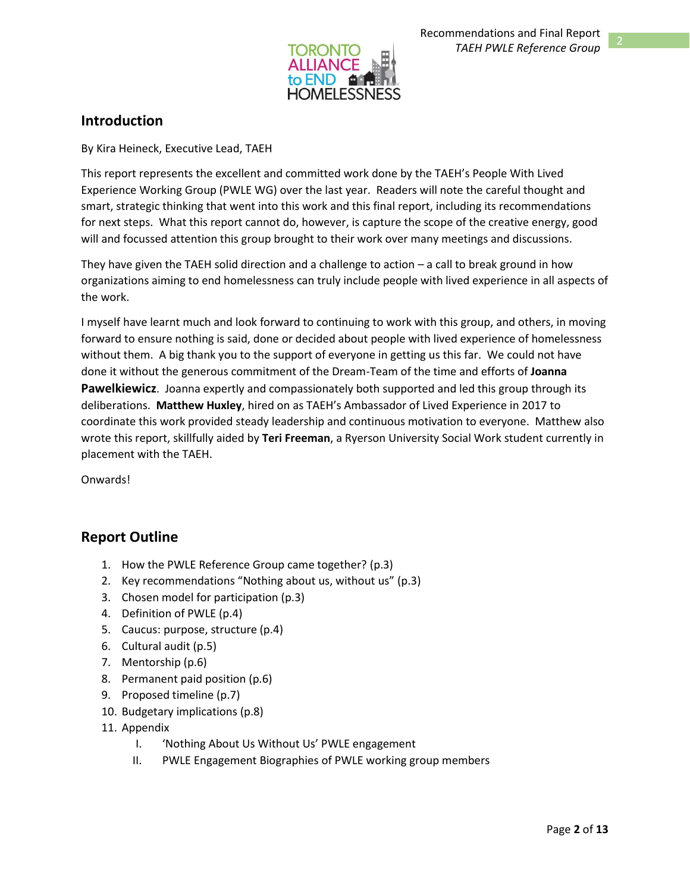## Introduction

By Kira Heineck, Executive Lead, TAEH

This report represents the excellent and committed work done by the TAEH's People With Lived Experience Working Group (PWLE WG) over the last year. Readers will note the careful thought and smart, strategic thinking that went into this work and this final report, including its recommendations for next steps. What this report cannot do, however, is capture the scope of the creative energy, good will and focussed attention this group brought to their work over many meetings and discussions.

They have given the TAEH solid direction and a challenge to action – a call to break ground in how organizations aiming to end homelessness can truly include people with lived experience in all aspects of the work.

I myself have learnt much and look forward to continuing to work with this group, and others, in moving forward to ensure nothing is said, done or decided about people with lived experience of homelessness without them. A big thank you to the support of everyone in getting us this far. We could not have done it without the generous commitment of the Dream-Team of the time and efforts of **Joanna Pawelkiewicz**. Joanna expertly and compassionately both supported and led this group through its deliberations. **Matthew Huxley**, hired on as TAEH's Ambassador of Lived Experience in 2017 to coordinate this work provided steady leadership and continuous motivation to everyone. Matthew also wrote this report, skillfully aided by **Teri Freeman**, a Ryerson University Social Work student currently in placement with the TAEH.

Onwards!

## Report Outline

1. How the PWLE Reference Group came together? (p.3)
2. Key recommendations "Nothing about us, without us" (p.3)
3. Chosen model for participation (p.3)
4. Definition of PWLE (p.4)
5. Caucus: purpose, structure (p.4)
6. Cultural audit (p.5)
7. Mentorship (p.6)
8. Permanent paid position (p.6)
9. Proposed timeline (p.7)
10. Budgetary implications (p.8)
11. Appendix
    I. 'Nothing About Us Without Us' PWLE engagement
    II. PWLE Engagement Biographies of PWLE working group members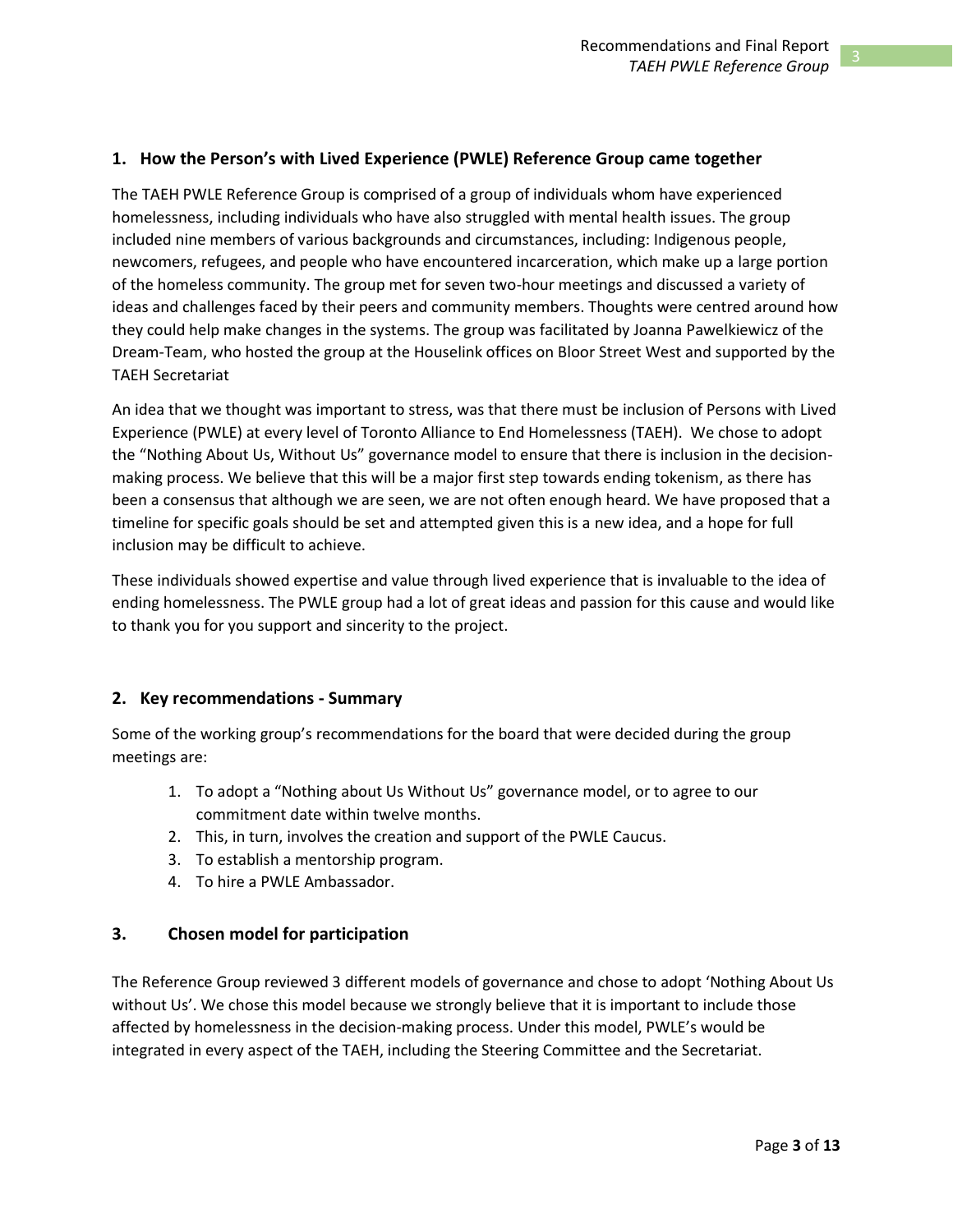## 1. How the Person's with Lived Experience (PWLE) Reference Group came together

The TAEH PWLE Reference Group is comprised of a group of individuals whom have experienced homelessness, including individuals who have also struggled with mental health issues. The group included nine members of various backgrounds and circumstances, including: Indigenous people, newcomers, refugees, and people who have encountered incarceration, which make up a large portion of the homeless community. The group met for seven two-hour meetings and discussed a variety of ideas and challenges faced by their peers and community members. Thoughts were centred around how they could help make changes in the systems. The group was facilitated by Joanna Pawelkiewicz of the Dream-Team, who hosted the group at the Houselink offices on Bloor Street West and supported by the TAEH Secretariat

An idea that we thought was important to stress, was that there must be inclusion of Persons with Lived Experience (PWLE) at every level of Toronto Alliance to End Homelessness (TAEH). We chose to adopt the "Nothing About Us, Without Us" governance model to ensure that there is inclusion in the decision-making process. We believe that this will be a major first step towards ending tokenism, as there has been a consensus that although we are seen, we are not often enough heard. We have proposed that a timeline for specific goals should be set and attempted given this is a new idea, and a hope for full inclusion may be difficult to achieve.

These individuals showed expertise and value through lived experience that is invaluable to the idea of ending homelessness. The PWLE group had a lot of great ideas and passion for this cause and would like to thank you for you support and sincerity to the project.

## 2. Key recommendations - Summary

Some of the working group's recommendations for the board that were decided during the group meetings are:

1. To adopt a "Nothing about Us Without Us" governance model, or to agree to our commitment date within twelve months.
2. This, in turn, involves the creation and support of the PWLE Caucus.
3. To establish a mentorship program.
4. To hire a PWLE Ambassador.

## 3. Chosen model for participation

The Reference Group reviewed 3 different models of governance and chose to adopt 'Nothing About Us without Us'. We chose this model because we strongly believe that it is important to include those affected by homelessness in the decision-making process. Under this model, PWLE's would be integrated in every aspect of the TAEH, including the Steering Committee and the Secretariat.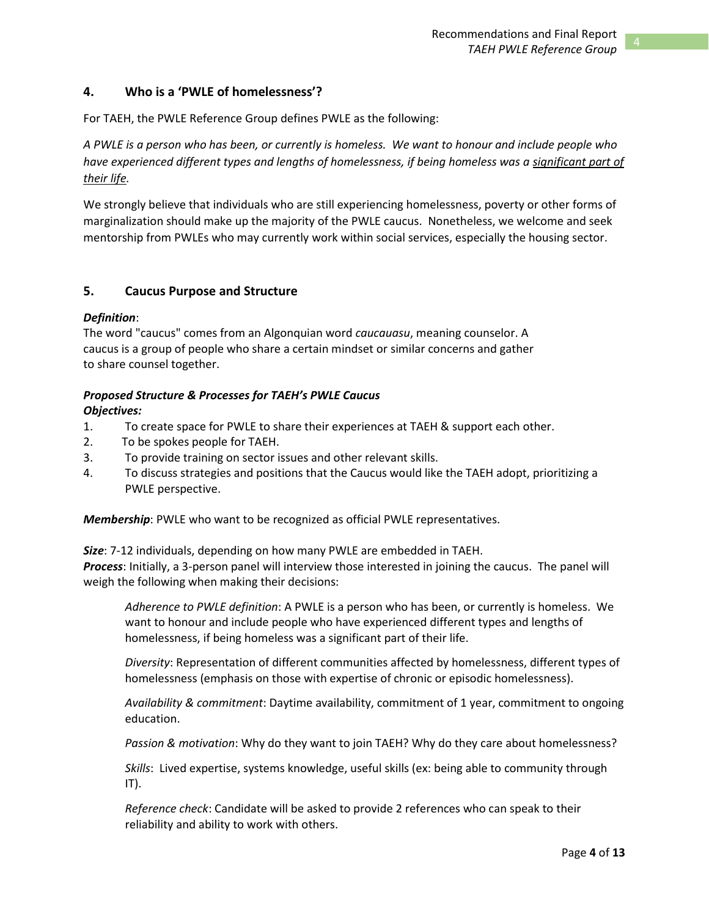## 4. Who is a 'PWLE of homelessness'?

For TAEH, the PWLE Reference Group defines PWLE as the following:

*A PWLE is a person who has been, or currently is homeless. We want to honour and include people who have experienced different types and lengths of homelessness, if being homeless was a significant part of their life.*

We strongly believe that individuals who are still experiencing homelessness, poverty or other forms of marginalization should make up the majority of the PWLE caucus. Nonetheless, we welcome and seek mentorship from PWLEs who may currently work within social services, especially the housing sector.

## 5. Caucus Purpose and Structure

***Definition***:
The word "caucus" comes from an Algonquian word *caucauasu*, meaning counselor. A caucus is a group of people who share a certain mindset or similar concerns and gather to share counsel together.

***Proposed Structure & Processes for TAEH's PWLE Caucus***
***Objectives:***

1. To create space for PWLE to share their experiences at TAEH & support each other.
2. To be spokes people for TAEH.
3. To provide training on sector issues and other relevant skills.
4. To discuss strategies and positions that the Caucus would like the TAEH adopt, prioritizing a PWLE perspective.

***Membership***: PWLE who want to be recognized as official PWLE representatives.

***Size***: 7-12 individuals, depending on how many PWLE are embedded in TAEH.
***Process***: Initially, a 3-person panel will interview those interested in joining the caucus. The panel will weigh the following when making their decisions:

> *Adherence to PWLE definition*: A PWLE is a person who has been, or currently is homeless. We want to honour and include people who have experienced different types and lengths of homelessness, if being homeless was a significant part of their life.
>
> *Diversity*: Representation of different communities affected by homelessness, different types of homelessness (emphasis on those with expertise of chronic or episodic homelessness).
>
> *Availability & commitment*: Daytime availability, commitment of 1 year, commitment to ongoing education.
>
> *Passion & motivation*: Why do they want to join TAEH? Why do they care about homelessness?
>
> *Skills*: Lived expertise, systems knowledge, useful skills (ex: being able to community through IT).
>
> *Reference check*: Candidate will be asked to provide 2 references who can speak to their reliability and ability to work with others.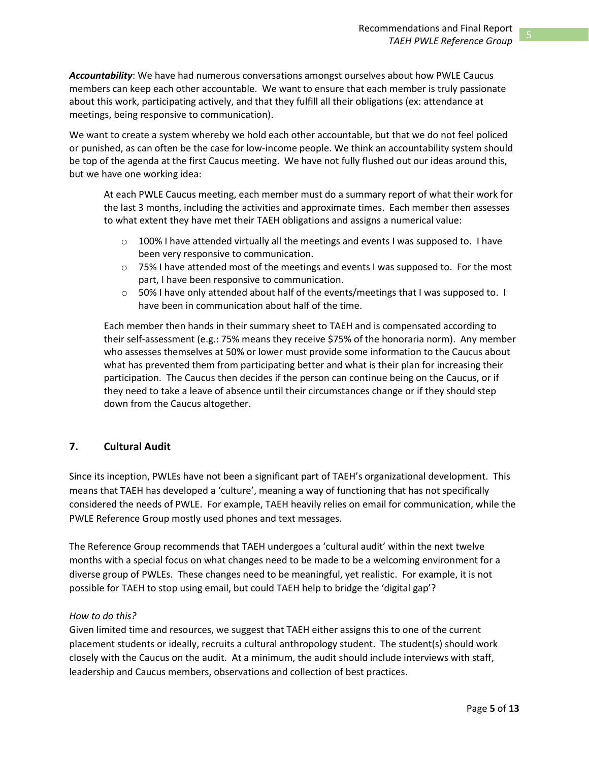***Accountability***: We have had numerous conversations amongst ourselves about how PWLE Caucus members can keep each other accountable. We want to ensure that each member is truly passionate about this work, participating actively, and that they fulfill all their obligations (ex: attendance at meetings, being responsive to communication).

We want to create a system whereby we hold each other accountable, but that we do not feel policed or punished, as can often be the case for low-income people. We think an accountability system should be top of the agenda at the first Caucus meeting. We have not fully flushed out our ideas around this, but we have one working idea:

> At each PWLE Caucus meeting, each member must do a summary report of what their work for the last 3 months, including the activities and approximate times. Each member then assesses to what extent they have met their TAEH obligations and assigns a numerical value:
>
> - 100% I have attended virtually all the meetings and events I was supposed to. I have been very responsive to communication.
> - 75% I have attended most of the meetings and events I was supposed to. For the most part, I have been responsive to communication.
> - 50% I have only attended about half of the events/meetings that I was supposed to. I have been in communication about half of the time.
>
> Each member then hands in their summary sheet to TAEH and is compensated according to their self-assessment (e.g.: 75% means they receive $75% of the honoraria norm). Any member who assesses themselves at 50% or lower must provide some information to the Caucus about what has prevented them from participating better and what is their plan for increasing their participation. The Caucus then decides if the person can continue being on the Caucus, or if they need to take a leave of absence until their circumstances change or if they should step down from the Caucus altogether.

## 7. Cultural Audit

Since its inception, PWLEs have not been a significant part of TAEH's organizational development. This means that TAEH has developed a 'culture', meaning a way of functioning that has not specifically considered the needs of PWLE. For example, TAEH heavily relies on email for communication, while the PWLE Reference Group mostly used phones and text messages.

The Reference Group recommends that TAEH undergoes a 'cultural audit' within the next twelve months with a special focus on what changes need to be made to be a welcoming environment for a diverse group of PWLEs. These changes need to be meaningful, yet realistic. For example, it is not possible for TAEH to stop using email, but could TAEH help to bridge the 'digital gap'?

*How to do this?*
Given limited time and resources, we suggest that TAEH either assigns this to one of the current placement students or ideally, recruits a cultural anthropology student. The student(s) should work closely with the Caucus on the audit. At a minimum, the audit should include interviews with staff, leadership and Caucus members, observations and collection of best practices.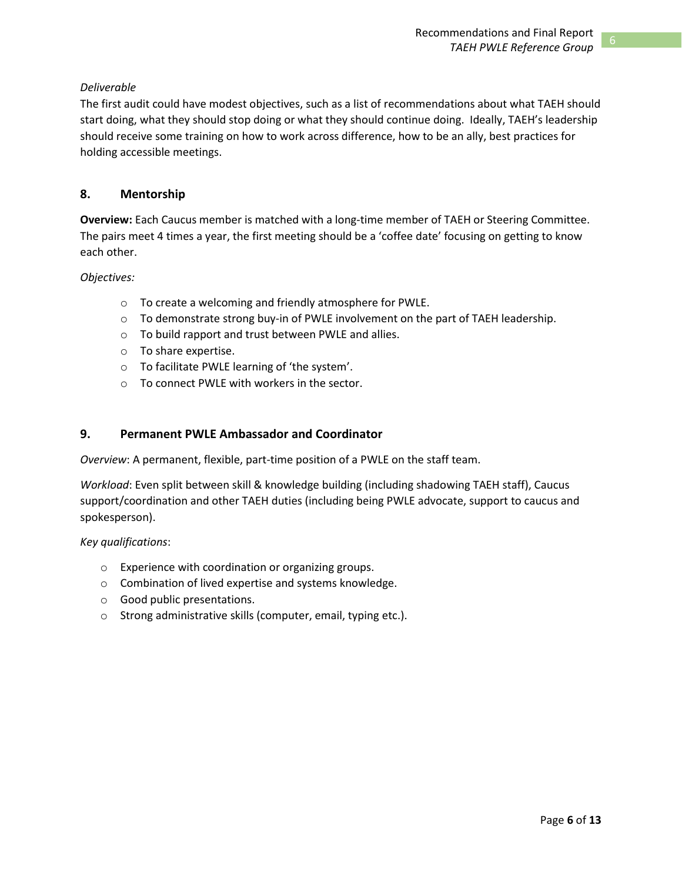*Deliverable*

The first audit could have modest objectives, such as a list of recommendations about what TAEH should start doing, what they should stop doing or what they should continue doing. Ideally, TAEH's leadership should receive some training on how to work across difference, how to be an ally, best practices for holding accessible meetings.

## 8. Mentorship

**Overview:** Each Caucus member is matched with a long-time member of TAEH or Steering Committee. The pairs meet 4 times a year, the first meeting should be a 'coffee date' focusing on getting to know each other.

*Objectives:*

- To create a welcoming and friendly atmosphere for PWLE.
- To demonstrate strong buy-in of PWLE involvement on the part of TAEH leadership.
- To build rapport and trust between PWLE and allies.
- To share expertise.
- To facilitate PWLE learning of 'the system'.
- To connect PWLE with workers in the sector.

## 9. Permanent PWLE Ambassador and Coordinator

*Overview*: A permanent, flexible, part-time position of a PWLE on the staff team.

*Workload*: Even split between skill & knowledge building (including shadowing TAEH staff), Caucus support/coordination and other TAEH duties (including being PWLE advocate, support to caucus and spokesperson).

*Key qualifications*:

- Experience with coordination or organizing groups.
- Combination of lived expertise and systems knowledge.
- Good public presentations.
- Strong administrative skills (computer, email, typing etc.).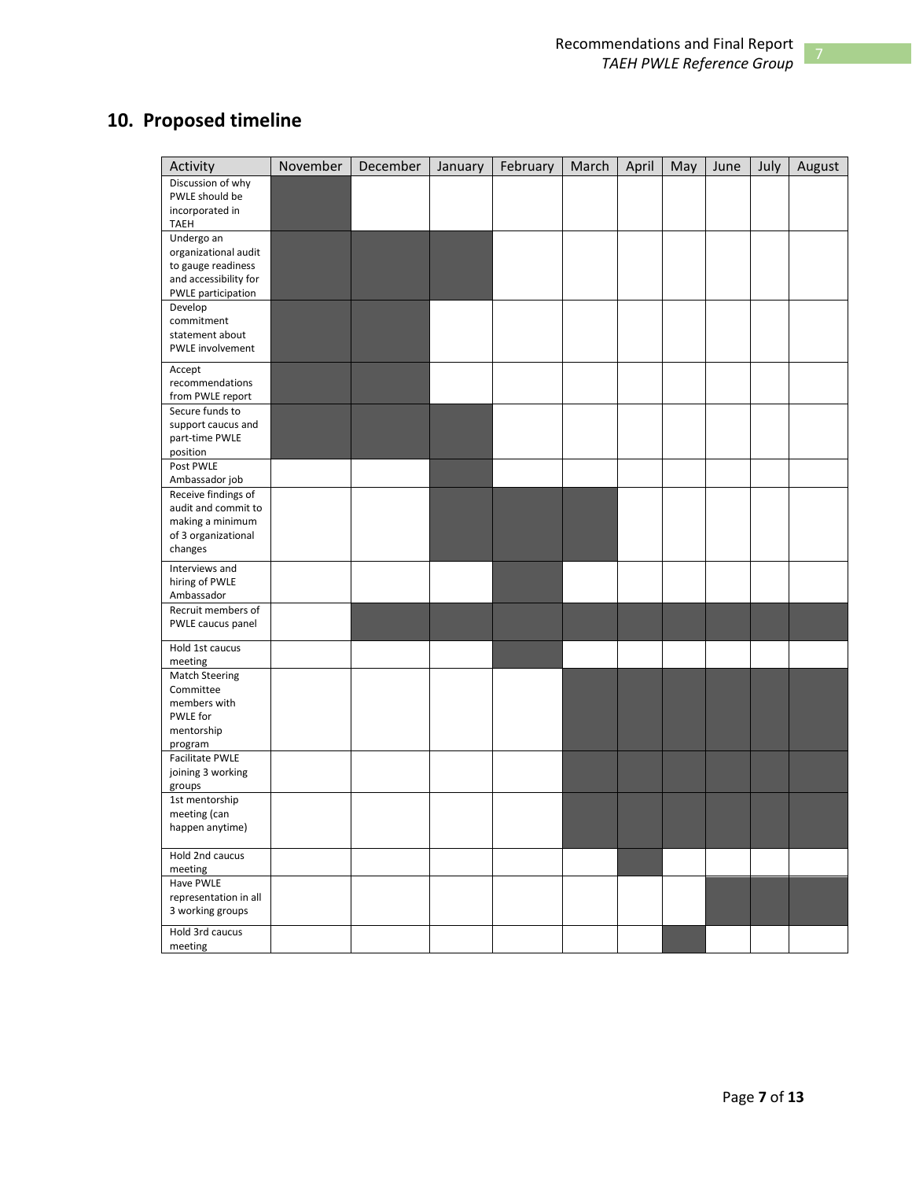## 10. Proposed timeline

| Activity | November | December | January | February | March | April | May | June | July | August |
|---|---|---|---|---|---|---|---|---|---|---|
| Discussion of why PWLE should be incorporated in TAEH | ■ | | | | | | | | | |
| Undergo an organizational audit to gauge readiness and accessibility for PWLE participation | ■ | ■ | ■ | | | | | | | |
| Develop commitment statement about PWLE involvement | ■ | ■ | | | | | | | | |
| Accept recommendations from PWLE report | ■ | ■ | | | | | | | | |
| Secure funds to support caucus and part-time PWLE position | ■ | ■ | ■ | | | | | | | |
| Post PWLE Ambassador job | | | ■ | | | | | | | |
| Receive findings of audit and commit to making a minimum of 3 organizational changes | | | ■ | ■ | ■ | | | | | |
| Interviews and hiring of PWLE Ambassador | | | | ■ | | | | | | |
| Recruit members of PWLE caucus panel | | ■ | ■ | ■ | ■ | ■ | ■ | ■ | ■ | ■ |
| Hold 1st caucus meeting | | | | ■ | | | | | | |
| Match Steering Committee members with PWLE for mentorship program | | | | | ■ | ■ | ■ | ■ | ■ | ■ |
| Facilitate PWLE joining 3 working groups | | | | | ■ | ■ | ■ | ■ | ■ | ■ |
| 1st mentorship meeting (can happen anytime) | | | | | ■ | ■ | ■ | ■ | ■ | ■ |
| Hold 2nd caucus meeting | | | | | | ■ | | | | |
| Have PWLE representation in all 3 working groups | | | | | | | | ■ | ■ | ■ |
| Hold 3rd caucus meeting | | | | | | | ■ | | | |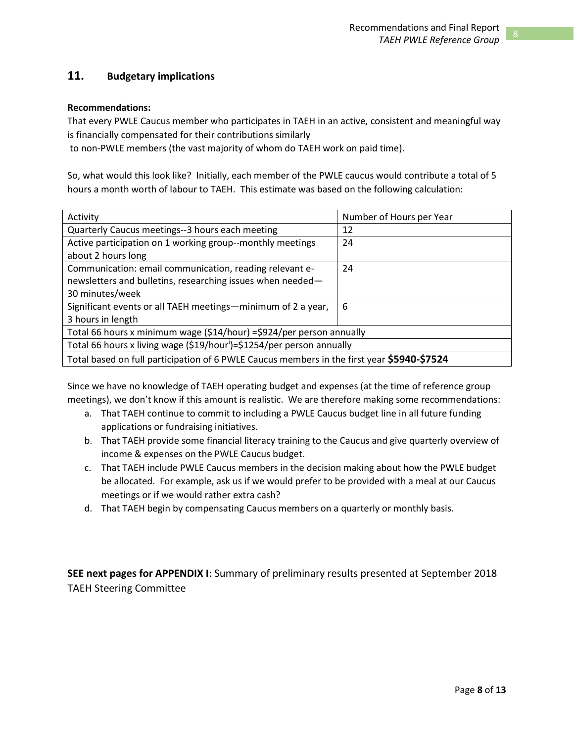## 11. Budgetary implications

**Recommendations:**

That every PWLE Caucus member who participates in TAEH in an active, consistent and meaningful way is financially compensated for their contributions similarly to non-PWLE members (the vast majority of whom do TAEH work on paid time).

So, what would this look like? Initially, each member of the PWLE caucus would contribute a total of 5 hours a month worth of labour to TAEH. This estimate was based on the following calculation:

| Activity | Number of Hours per Year |
|---|---|
| Quarterly Caucus meetings--3 hours each meeting | 12 |
| Active participation on 1 working group--monthly meetings about 2 hours long | 24 |
| Communication: email communication, reading relevant e-newsletters and bulletins, researching issues when needed—30 minutes/week | 24 |
| Significant events or all TAEH meetings—minimum of 2 a year, 3 hours in length | 6 |
| Total 66 hours x minimum wage ($14/hour) =$924/per person annually | |
| Total 66 hours x living wage ($19/hour[i])=$1254/per person annually | |
| Total based on full participation of 6 PWLE Caucus members in the first year **$5940-$7524** | |

Since we have no knowledge of TAEH operating budget and expenses (at the time of reference group meetings), we don't know if this amount is realistic. We are therefore making some recommendations:

a. That TAEH continue to commit to including a PWLE Caucus budget line in all future funding applications or fundraising initiatives.
b. That TAEH provide some financial literacy training to the Caucus and give quarterly overview of income & expenses on the PWLE Caucus budget.
c. That TAEH include PWLE Caucus members in the decision making about how the PWLE budget be allocated. For example, ask us if we would prefer to be provided with a meal at our Caucus meetings or if we would rather extra cash?
d. That TAEH begin by compensating Caucus members on a quarterly or monthly basis.

**SEE next pages for APPENDIX I**: Summary of preliminary results presented at September 2018 TAEH Steering Committee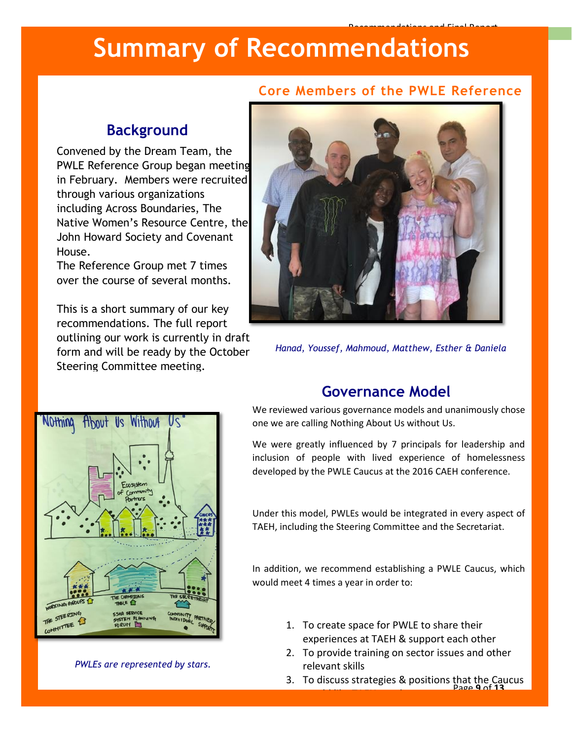# Summary of Recommendations

## Background

Convened by the Dream Team, the PWLE Reference Group began meeting in February. Members were recruited through various organizations including Across Boundaries, The Native Women's Resource Centre, the John Howard Society and Covenant House.

The Reference Group met 7 times over the course of several months.

This is a short summary of our key recommendations. The full report outlining our work is currently in draft form and will be ready by the October Steering Committee meeting.

### Core Members of the PWLE Reference

*Hanad, Youssef, Mahmoud, Matthew, Esther & Daniela*

*PWLEs are represented by stars.*

## Governance Model

We reviewed various governance models and unanimously chose one we are calling Nothing About Us without Us.

We were greatly influenced by 7 principals for leadership and inclusion of people with lived experience of homelessness developed by the PWLE Caucus at the 2016 CAEH conference.

Under this model, PWLEs would be integrated in every aspect of TAEH, including the Steering Committee and the Secretariat.

In addition, we recommend establishing a PWLE Caucus, which would meet 4 times a year in order to:

1. To create space for PWLE to share their experiences at TAEH & support each other
2. To provide training on sector issues and other relevant skills
3. To discuss strategies & positions that the Caucus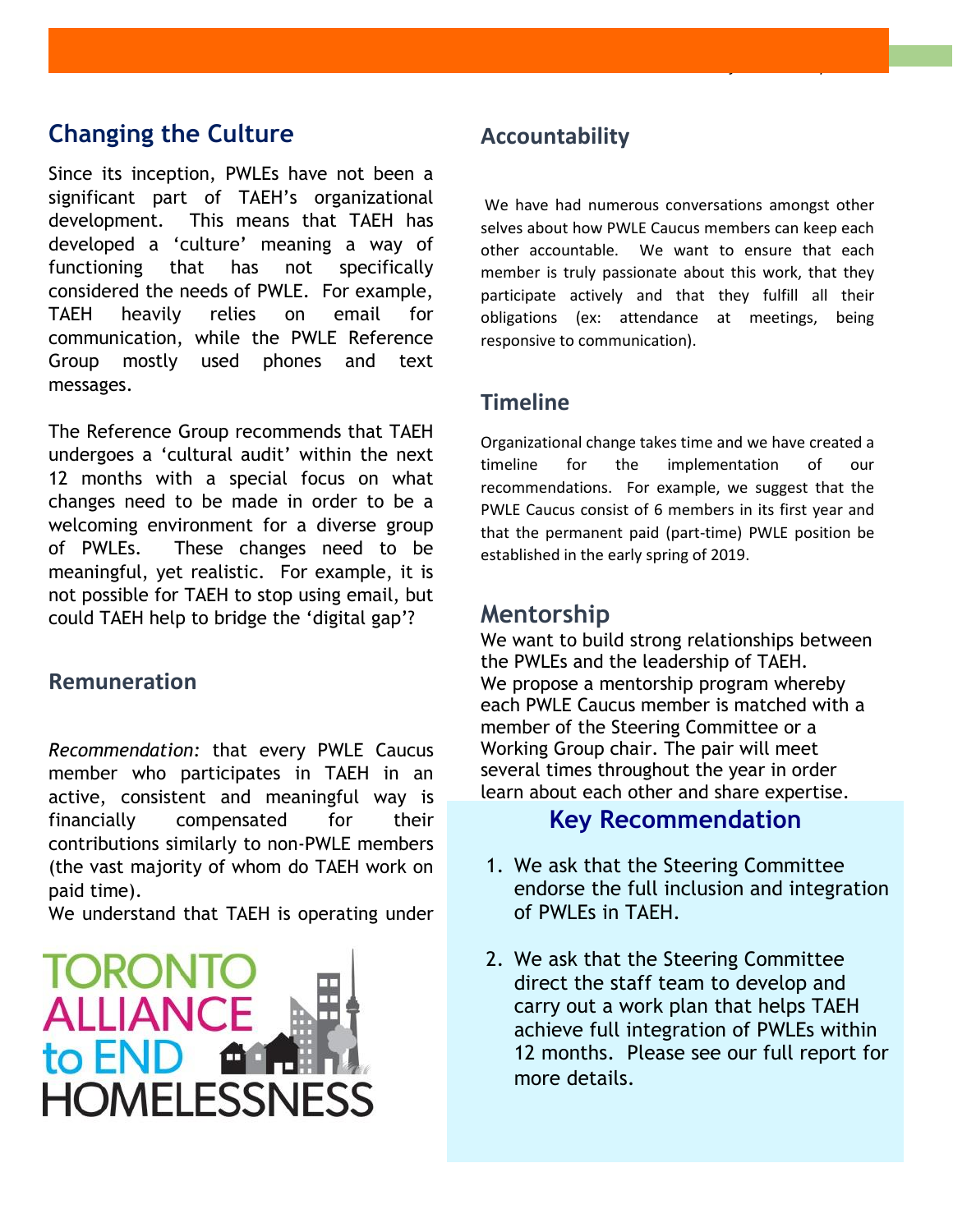## Changing the Culture

Since its inception, PWLEs have not been a significant part of TAEH's organizational development. This means that TAEH has developed a 'culture' meaning a way of functioning that has not specifically considered the needs of PWLE. For example, TAEH heavily relies on email for communication, while the PWLE Reference Group mostly used phones and text messages.

The Reference Group recommends that TAEH undergoes a 'cultural audit' within the next 12 months with a special focus on what changes need to be made in order to be a welcoming environment for a diverse group of PWLEs. These changes need to be meaningful, yet realistic. For example, it is not possible for TAEH to stop using email, but could TAEH help to bridge the 'digital gap'?

### Remuneration

*Recommendation:* that every PWLE Caucus member who participates in TAEH in an active, consistent and meaningful way is financially compensated for their contributions similarly to non-PWLE members (the vast majority of whom do TAEH work on paid time).

We understand that TAEH is operating under

TORONTO ALLIANCE to END HOMELESSNESS

### Accountability

We have had numerous conversations amongst other selves about how PWLE Caucus members can keep each other accountable. We want to ensure that each member is truly passionate about this work, that they participate actively and that they fulfill all their obligations (ex: attendance at meetings, being responsive to communication).

### Timeline

Organizational change takes time and we have created a timeline for the implementation of our recommendations. For example, we suggest that the PWLE Caucus consist of 6 members in its first year and that the permanent paid (part-time) PWLE position be established in the early spring of 2019.

## Mentorship

We want to build strong relationships between the PWLEs and the leadership of TAEH.
We propose a mentorship program whereby each PWLE Caucus member is matched with a member of the Steering Committee or a Working Group chair. The pair will meet several times throughout the year in order learn about each other and share expertise.

## Key Recommendation

1. We ask that the Steering Committee endorse the full inclusion and integration of PWLEs in TAEH.

2. We ask that the Steering Committee direct the staff team to develop and carry out a work plan that helps TAEH achieve full integration of PWLEs within 12 months. Please see our full report for more details.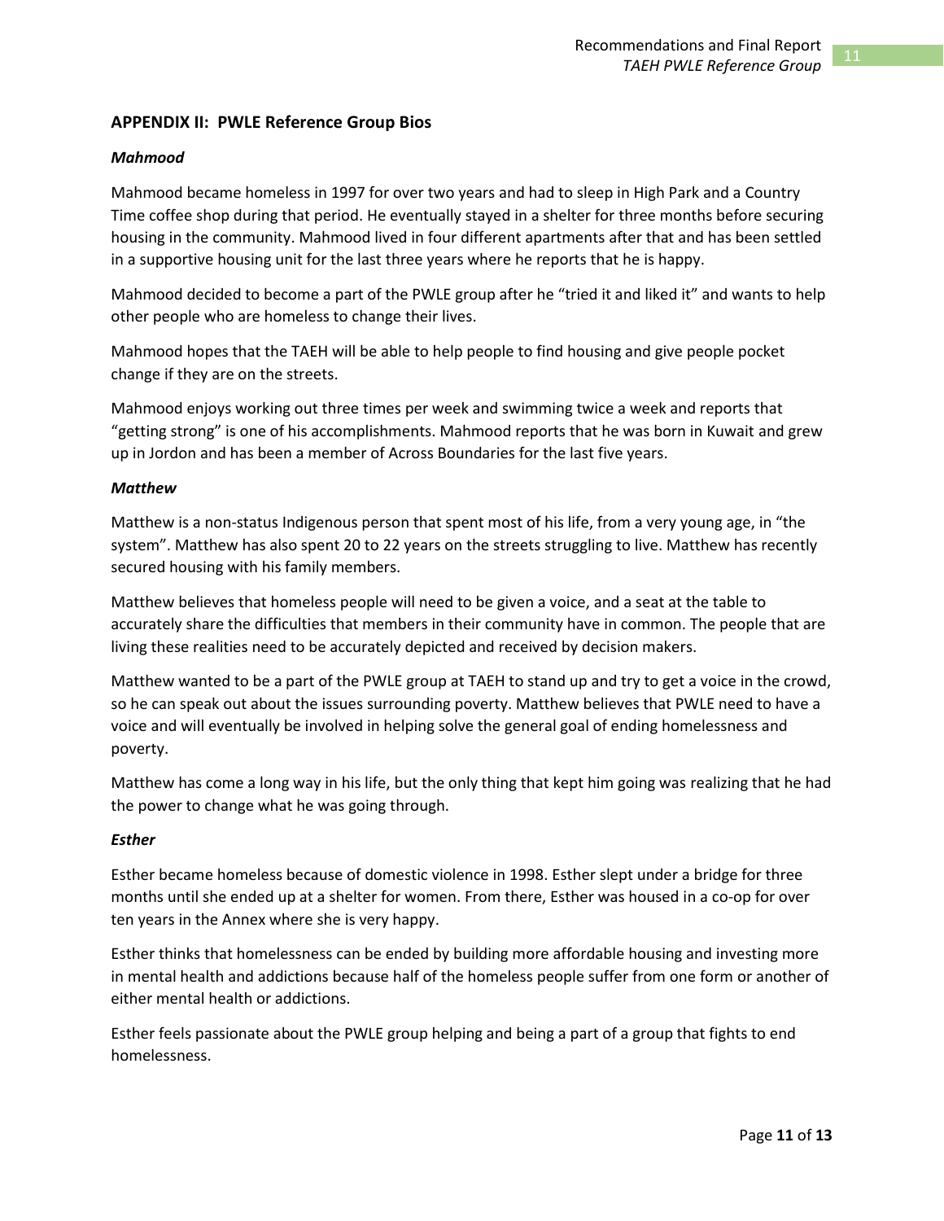## APPENDIX II: PWLE Reference Group Bios

### *Mahmood*

Mahmood became homeless in 1997 for over two years and had to sleep in High Park and a Country Time coffee shop during that period. He eventually stayed in a shelter for three months before securing housing in the community. Mahmood lived in four different apartments after that and has been settled in a supportive housing unit for the last three years where he reports that he is happy.

Mahmood decided to become a part of the PWLE group after he "tried it and liked it" and wants to help other people who are homeless to change their lives.

Mahmood hopes that the TAEH will be able to help people to find housing and give people pocket change if they are on the streets.

Mahmood enjoys working out three times per week and swimming twice a week and reports that "getting strong" is one of his accomplishments. Mahmood reports that he was born in Kuwait and grew up in Jordon and has been a member of Across Boundaries for the last five years.

### *Matthew*

Matthew is a non-status Indigenous person that spent most of his life, from a very young age, in "the system". Matthew has also spent 20 to 22 years on the streets struggling to live. Matthew has recently secured housing with his family members.

Matthew believes that homeless people will need to be given a voice, and a seat at the table to accurately share the difficulties that members in their community have in common. The people that are living these realities need to be accurately depicted and received by decision makers.

Matthew wanted to be a part of the PWLE group at TAEH to stand up and try to get a voice in the crowd, so he can speak out about the issues surrounding poverty. Matthew believes that PWLE need to have a voice and will eventually be involved in helping solve the general goal of ending homelessness and poverty.

Matthew has come a long way in his life, but the only thing that kept him going was realizing that he had the power to change what he was going through.

### *Esther*

Esther became homeless because of domestic violence in 1998. Esther slept under a bridge for three months until she ended up at a shelter for women. From there, Esther was housed in a co-op for over ten years in the Annex where she is very happy.

Esther thinks that homelessness can be ended by building more affordable housing and investing more in mental health and addictions because half of the homeless people suffer from one form or another of either mental health or addictions.

Esther feels passionate about the PWLE group helping and being a part of a group that fights to end homelessness.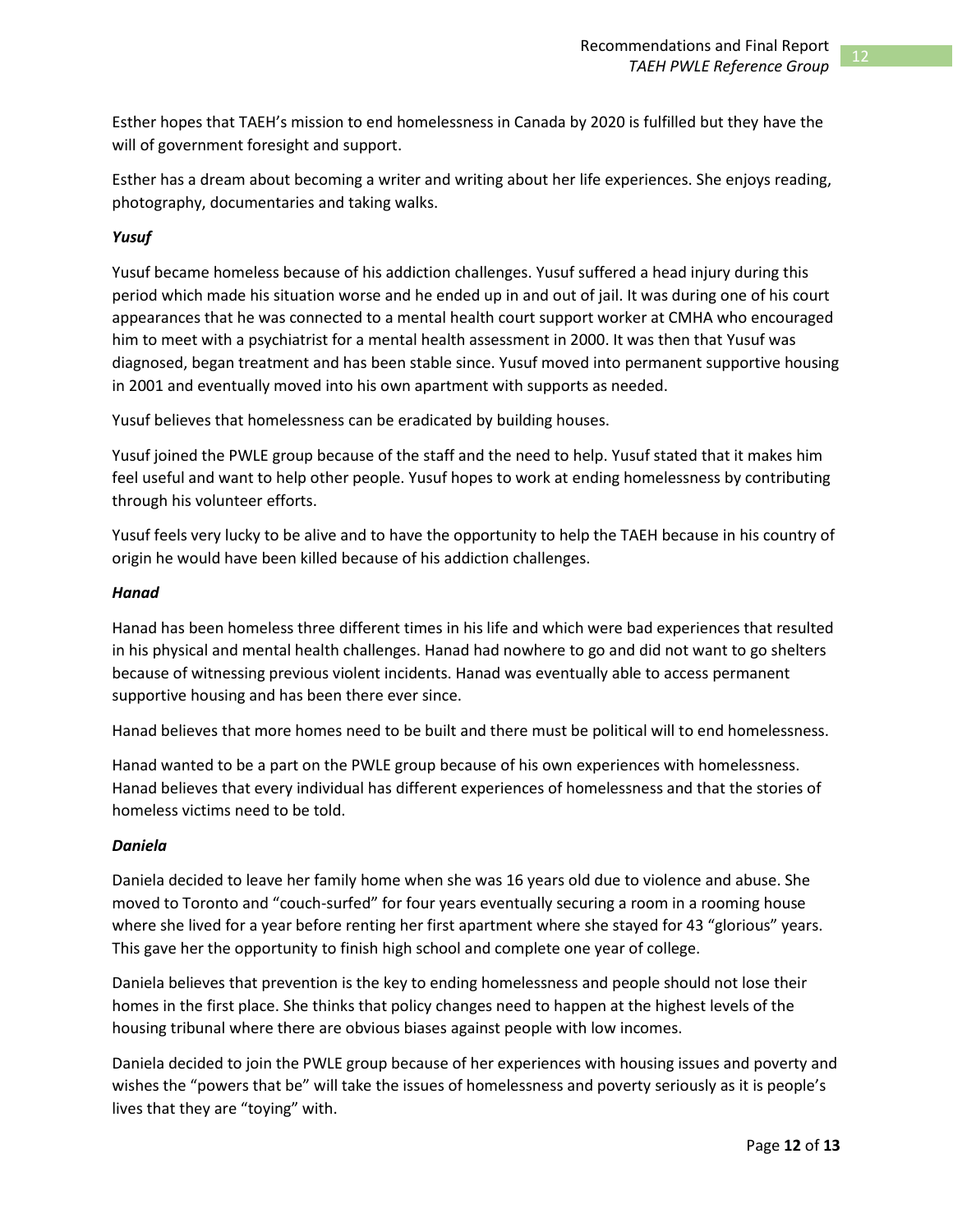Esther hopes that TAEH's mission to end homelessness in Canada by 2020 is fulfilled but they have the will of government foresight and support.

Esther has a dream about becoming a writer and writing about her life experiences. She enjoys reading, photography, documentaries and taking walks.

***Yusuf***

Yusuf became homeless because of his addiction challenges. Yusuf suffered a head injury during this period which made his situation worse and he ended up in and out of jail. It was during one of his court appearances that he was connected to a mental health court support worker at CMHA who encouraged him to meet with a psychiatrist for a mental health assessment in 2000. It was then that Yusuf was diagnosed, began treatment and has been stable since. Yusuf moved into permanent supportive housing in 2001 and eventually moved into his own apartment with supports as needed.

Yusuf believes that homelessness can be eradicated by building houses.

Yusuf joined the PWLE group because of the staff and the need to help. Yusuf stated that it makes him feel useful and want to help other people. Yusuf hopes to work at ending homelessness by contributing through his volunteer efforts.

Yusuf feels very lucky to be alive and to have the opportunity to help the TAEH because in his country of origin he would have been killed because of his addiction challenges.

***Hanad***

Hanad has been homeless three different times in his life and which were bad experiences that resulted in his physical and mental health challenges. Hanad had nowhere to go and did not want to go shelters because of witnessing previous violent incidents. Hanad was eventually able to access permanent supportive housing and has been there ever since.

Hanad believes that more homes need to be built and there must be political will to end homelessness.

Hanad wanted to be a part on the PWLE group because of his own experiences with homelessness. Hanad believes that every individual has different experiences of homelessness and that the stories of homeless victims need to be told.

***Daniela***

Daniela decided to leave her family home when she was 16 years old due to violence and abuse. She moved to Toronto and "couch-surfed" for four years eventually securing a room in a rooming house where she lived for a year before renting her first apartment where she stayed for 43 "glorious" years. This gave her the opportunity to finish high school and complete one year of college.

Daniela believes that prevention is the key to ending homelessness and people should not lose their homes in the first place. She thinks that policy changes need to happen at the highest levels of the housing tribunal where there are obvious biases against people with low incomes.

Daniela decided to join the PWLE group because of her experiences with housing issues and poverty and wishes the "powers that be" will take the issues of homelessness and poverty seriously as it is people's lives that they are "toying" with.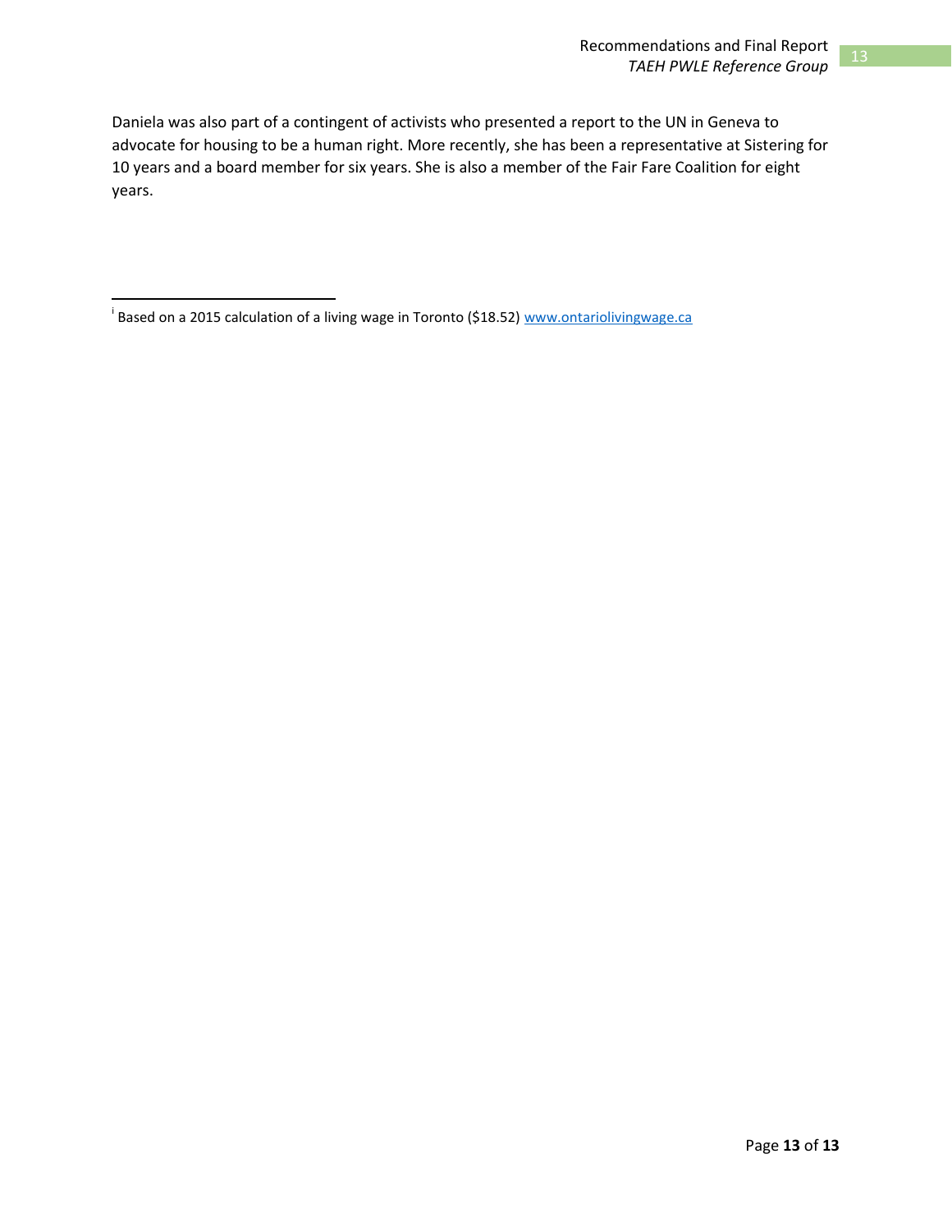Daniela was also part of a contingent of activists who presented a report to the UN in Geneva to advocate for housing to be a human right. More recently, she has been a representative at Sistering for 10 years and a board member for six years. She is also a member of the Fair Fare Coalition for eight years.

---

[i] Based on a 2015 calculation of a living wage in Toronto ($18.52) www.ontariolivingwage.ca